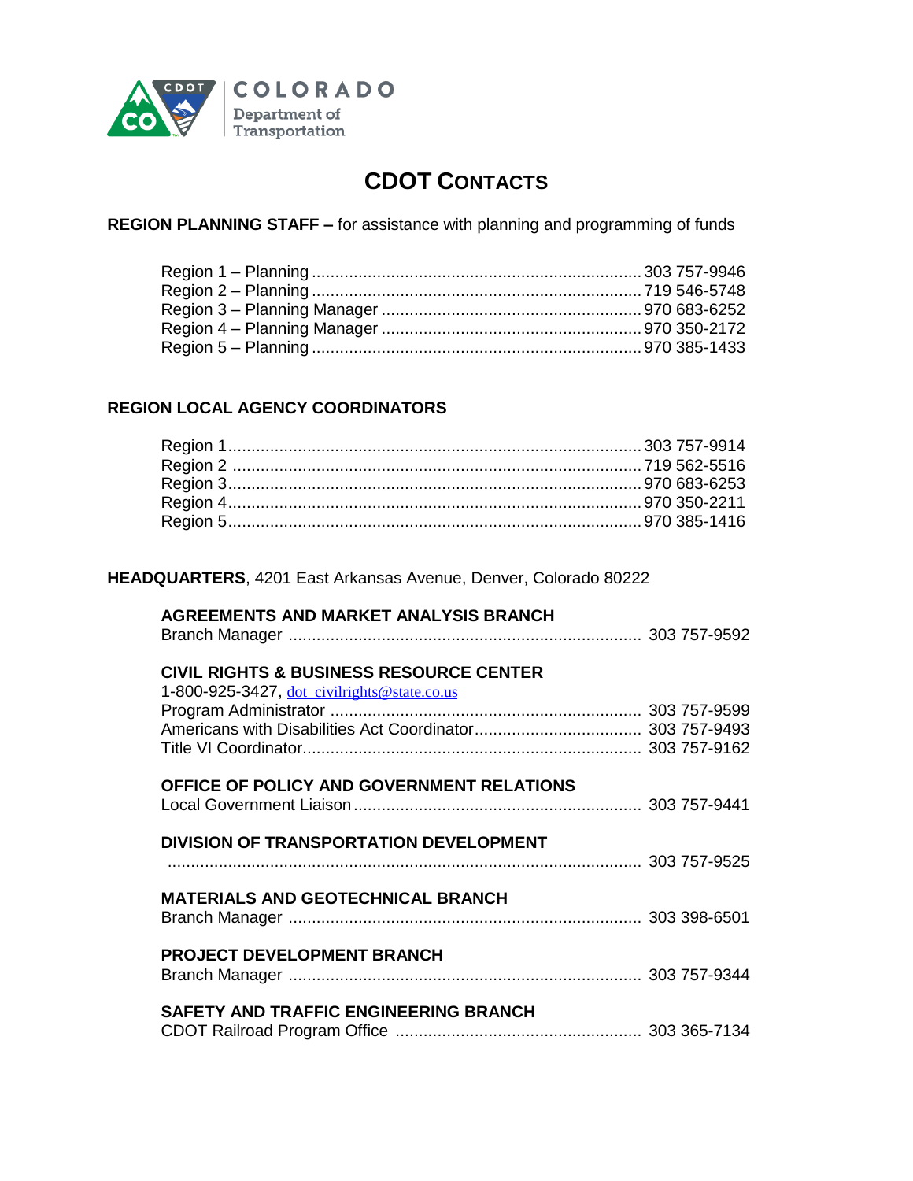COLORADO
Department of Transportation

# CDOT CONTACTS

**REGION PLANNING STAFF –** for assistance with planning and programming of funds

Region 1 – Planning ........ 303 757-9946
Region 2 – Planning ........ 719 546-5748
Region 3 – Planning Manager ........ 970 683-6252
Region 4 – Planning Manager ........ 970 350-2172
Region 5 – Planning ........ 970 385-1433

**REGION LOCAL AGENCY COORDINATORS**

Region 1 ........ 303 757-9914
Region 2 ........ 719 562-5516
Region 3 ........ 970 683-6253
Region 4 ........ 970 350-2211
Region 5 ........ 970 385-1416

**HEADQUARTERS**, 4201 East Arkansas Avenue, Denver, Colorado 80222

**AGREEMENTS AND MARKET ANALYSIS BRANCH**
Branch Manager ........ 303 757-9592

**CIVIL RIGHTS & BUSINESS RESOURCE CENTER**
1-800-925-3427, dot_civilrights@state.co.us
Program Administrator ........ 303 757-9599
Americans with Disabilities Act Coordinator ........ 303 757-9493
Title VI Coordinator ........ 303 757-9162

**OFFICE OF POLICY AND GOVERNMENT RELATIONS**
Local Government Liaison ........ 303 757-9441

**DIVISION OF TRANSPORTATION DEVELOPMENT**
........ 303 757-9525

**MATERIALS AND GEOTECHNICAL BRANCH**
Branch Manager ........ 303 398-6501

**PROJECT DEVELOPMENT BRANCH**
Branch Manager ........ 303 757-9344

**SAFETY AND TRAFFIC ENGINEERING BRANCH**
CDOT Railroad Program Office ........ 303 365-7134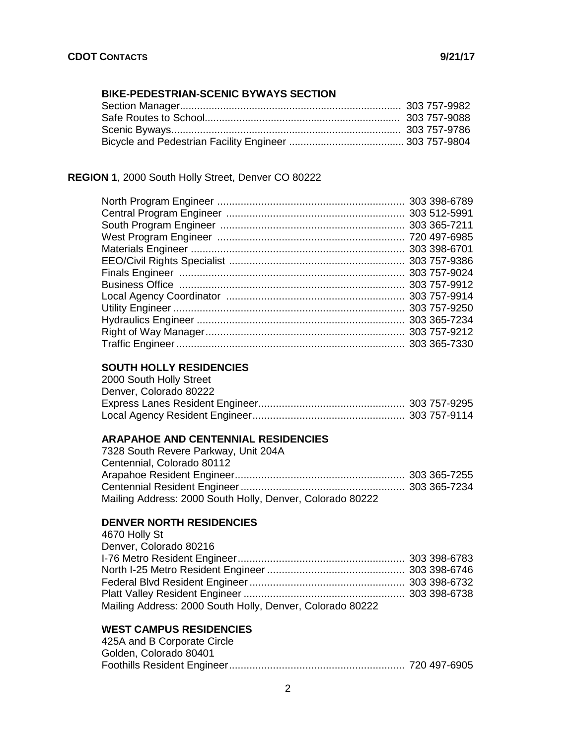## BIKE-PEDESTRIAN-SCENIC BYWAYS SECTION

Section Manager........................................................................... 303 757-9982
Safe Routes to School................................................................... 303 757-9088
Scenic Byways.............................................................................. 303 757-9786
Bicycle and Pedestrian Facility Engineer ....................................... 303 757-9804

## REGION 1, 2000 South Holly Street, Denver CO 80222

North Program Engineer ............................................................... 303 398-6789
Central Program Engineer ............................................................ 303 512-5991
South Program Engineer .............................................................. 303 365-7211
West Program Engineer ............................................................... 720 497-6985
Materials Engineer ........................................................................ 303 398-6701
EEO/Civil Rights Specialist ........................................................... 303 757-9386
Finals Engineer ............................................................................ 303 757-9024
Business Office ............................................................................ 303 757-9912
Local Agency Coordinator ............................................................ 303 757-9914
Utility Engineer .............................................................................. 303 757-9250
Hydraulics Engineer ...................................................................... 303 365-7234
Right of Way Manager................................................................... 303 757-9212
Traffic Engineer............................................................................. 303 365-7330

### SOUTH HOLLY RESIDENCIES

2000 South Holly Street
Denver, Colorado 80222
Express Lanes Resident Engineer................................................. 303 757-9295
Local Agency Resident Engineer................................................... 303 757-9114

### ARAPAHOE AND CENTENNIAL RESIDENCIES

7328 South Revere Parkway, Unit 204A
Centennial, Colorado 80112
Arapahoe Resident Engineer......................................................... 303 365-7255
Centennial Resident Engineer....................................................... 303 365-7234
Mailing Address: 2000 South Holly, Denver, Colorado 80222

### DENVER NORTH RESIDENCIES

4670 Holly St
Denver, Colorado 80216
I-76 Metro Resident Engineer........................................................ 303 398-6783
North I-25 Metro Resident Engineer .............................................. 303 398-6746
Federal Blvd Resident Engineer.................................................... 303 398-6732
Platt Valley Resident Engineer ...................................................... 303 398-6738
Mailing Address: 2000 South Holly, Denver, Colorado 80222

### WEST CAMPUS RESIDENCIES

425A and B Corporate Circle
Golden, Colorado 80401
Foothills Resident Engineer........................................................... 720 497-6905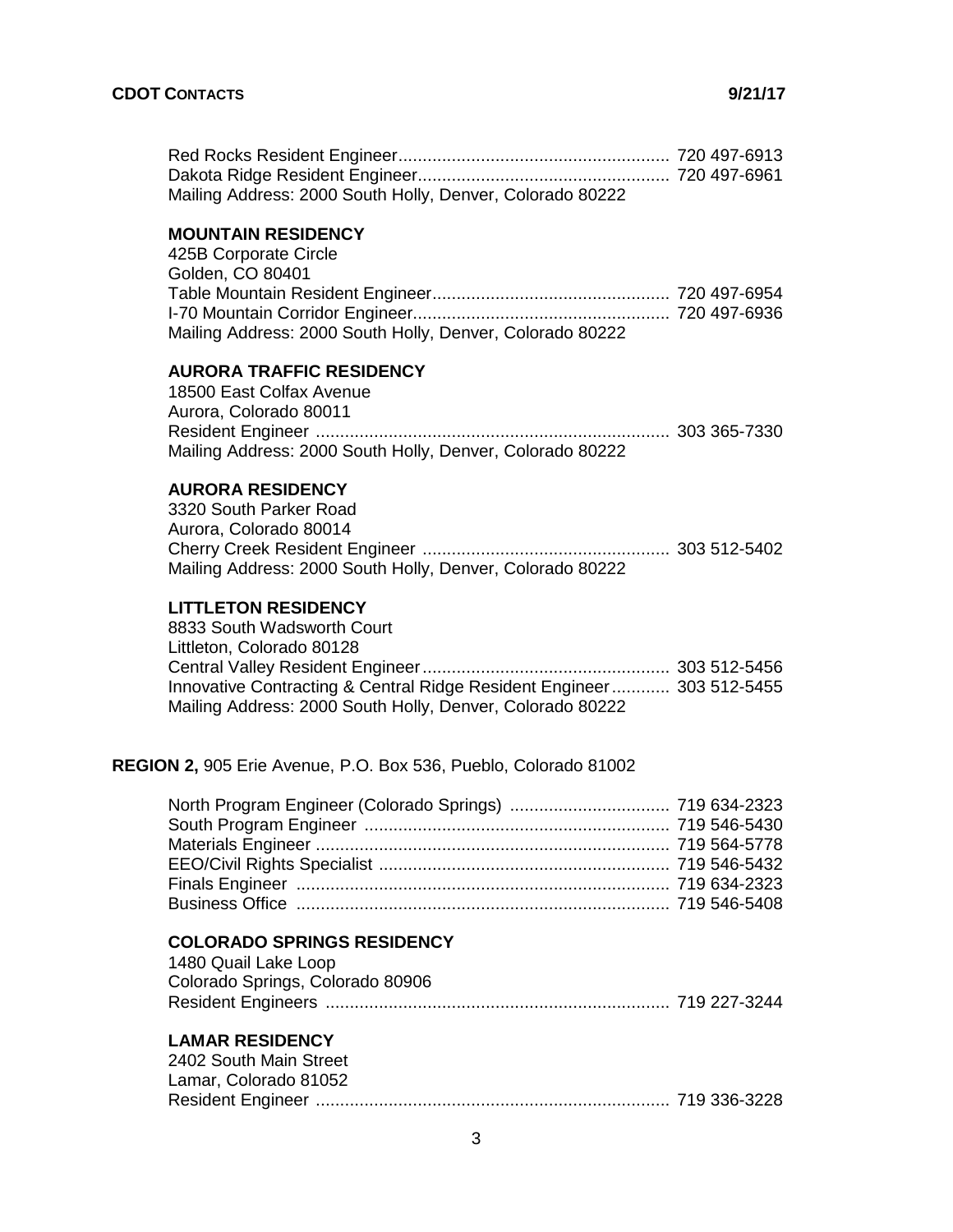Red Rocks Resident Engineer........................................................ 720 497-6913
Dakota Ridge Resident Engineer.................................................... 720 497-6961
Mailing Address: 2000 South Holly, Denver, Colorado 80222

### MOUNTAIN RESIDENCY

425B Corporate Circle
Golden, CO 80401
Table Mountain Resident Engineer................................................. 720 497-6954
I-70 Mountain Corridor Engineer..................................................... 720 497-6936
Mailing Address: 2000 South Holly, Denver, Colorado 80222

### AURORA TRAFFIC RESIDENCY

18500 East Colfax Avenue
Aurora, Colorado 80011
Resident Engineer ......................................................................... 303 365-7330
Mailing Address: 2000 South Holly, Denver, Colorado 80222

### AURORA RESIDENCY

3320 South Parker Road
Aurora, Colorado 80014
Cherry Creek Resident Engineer ................................................... 303 512-5402
Mailing Address: 2000 South Holly, Denver, Colorado 80222

### LITTLETON RESIDENCY

8833 South Wadsworth Court
Littleton, Colorado 80128
Central Valley Resident Engineer................................................... 303 512-5456
Innovative Contracting & Central Ridge Resident Engineer............ 303 512-5455
Mailing Address: 2000 South Holly, Denver, Colorado 80222

## REGION 2, 905 Erie Avenue, P.O. Box 536, Pueblo, Colorado 81002

North Program Engineer (Colorado Springs) ................................. 719 634-2323
South Program Engineer ............................................................... 719 546-5430
Materials Engineer ......................................................................... 719 564-5778
EEO/Civil Rights Specialist ............................................................ 719 546-5432
Finals Engineer ............................................................................. 719 634-2323
Business Office ............................................................................. 719 546-5408

### COLORADO SPRINGS RESIDENCY

1480 Quail Lake Loop
Colorado Springs, Colorado 80906
Resident Engineers ....................................................................... 719 227-3244

### LAMAR RESIDENCY

2402 South Main Street
Lamar, Colorado 81052
Resident Engineer ......................................................................... 719 336-3228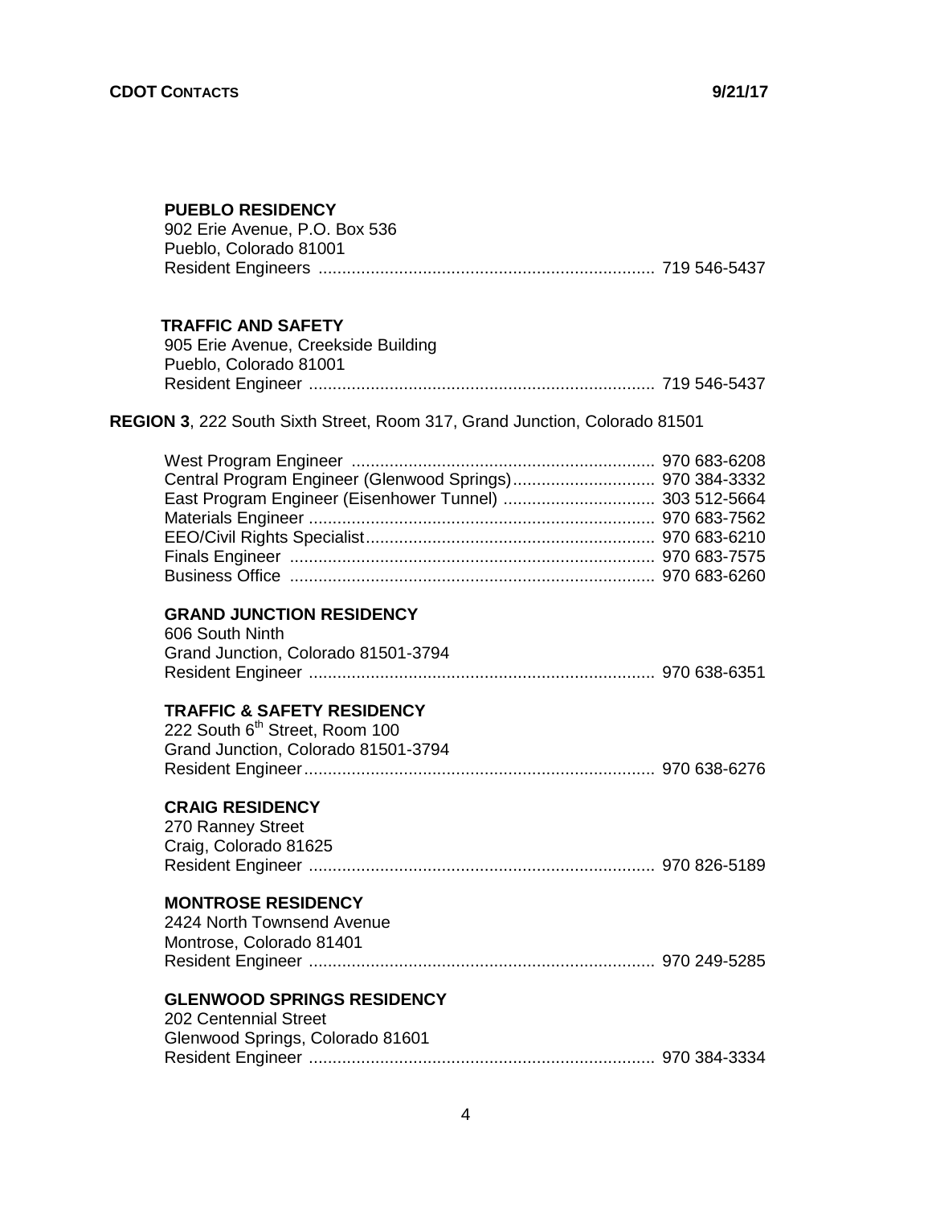**PUEBLO RESIDENCY**
902 Erie Avenue, P.O. Box 536
Pueblo, Colorado 81001
Resident Engineers ...................................................................... 719 546-5437

**TRAFFIC AND SAFETY**
905 Erie Avenue, Creekside Building
Pueblo, Colorado 81001
Resident Engineer ........................................................................ 719 546-5437

**REGION 3**, 222 South Sixth Street, Room 317, Grand Junction, Colorado 81501

West Program Engineer ............................................................... 970 683-6208
Central Program Engineer (Glenwood Springs).............................. 970 384-3332
East Program Engineer (Eisenhower Tunnel) ................................ 303 512-5664
Materials Engineer ........................................................................ 970 683-7562
EEO/Civil Rights Specialist............................................................ 970 683-6210
Finals Engineer ............................................................................ 970 683-7575
Business Office ............................................................................ 970 683-6260

**GRAND JUNCTION RESIDENCY**
606 South Ninth
Grand Junction, Colorado 81501-3794
Resident Engineer ........................................................................ 970 638-6351

**TRAFFIC & SAFETY RESIDENCY**
222 South 6th Street, Room 100
Grand Junction, Colorado 81501-3794
Resident Engineer......................................................................... 970 638-6276

**CRAIG RESIDENCY**
270 Ranney Street
Craig, Colorado 81625
Resident Engineer ........................................................................ 970 826-5189

**MONTROSE RESIDENCY**
2424 North Townsend Avenue
Montrose, Colorado 81401
Resident Engineer ........................................................................ 970 249-5285

**GLENWOOD SPRINGS RESIDENCY**
202 Centennial Street
Glenwood Springs, Colorado 81601
Resident Engineer ........................................................................ 970 384-3334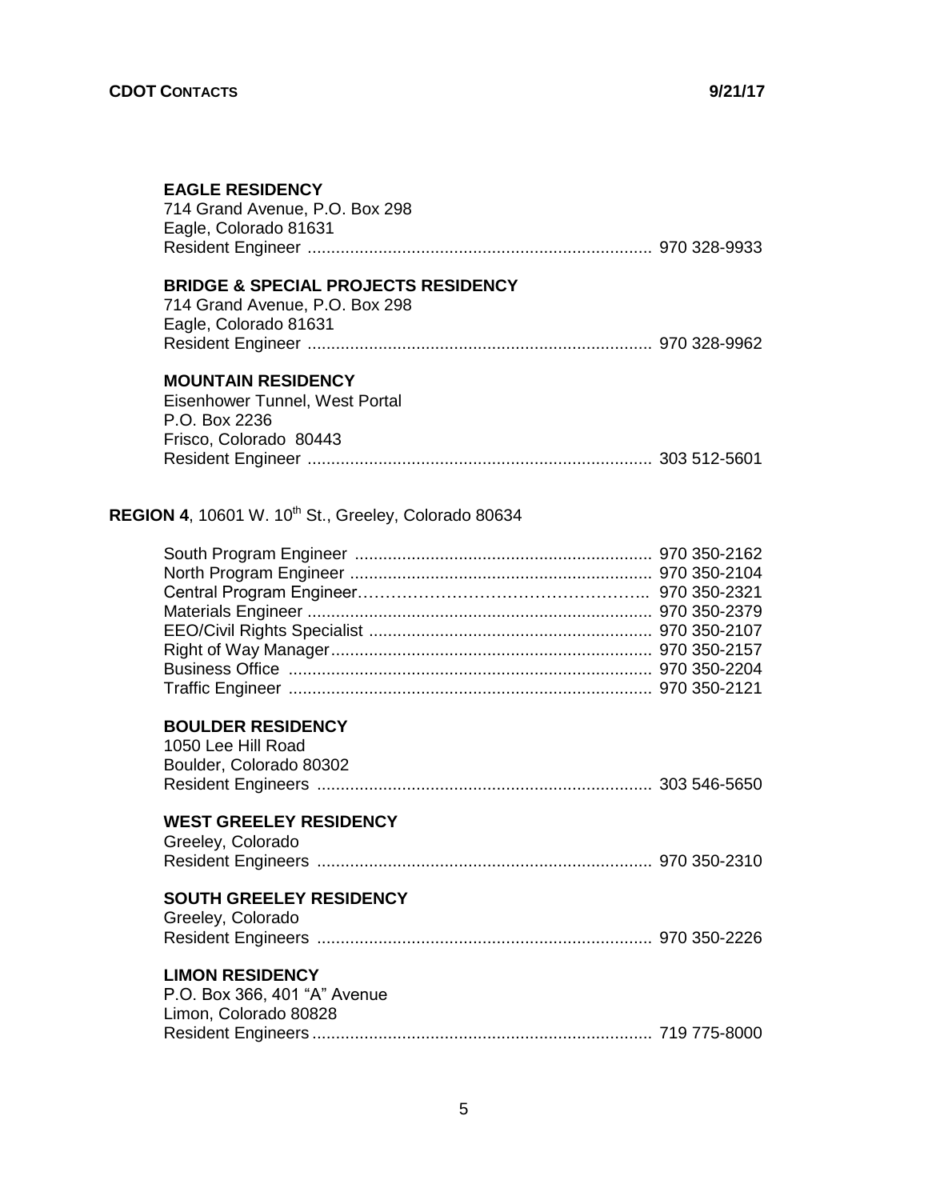**EAGLE RESIDENCY**
714 Grand Avenue, P.O. Box 298
Eagle, Colorado 81631
Resident Engineer ........................................................................ 970 328-9933

**BRIDGE & SPECIAL PROJECTS RESIDENCY**
714 Grand Avenue, P.O. Box 298
Eagle, Colorado 81631
Resident Engineer ........................................................................ 970 328-9962

**MOUNTAIN RESIDENCY**
Eisenhower Tunnel, West Portal
P.O. Box 2236
Frisco, Colorado 80443
Resident Engineer ........................................................................ 303 512-5601

**REGION 4**, 10601 W. 10th St., Greeley, Colorado 80634

South Program Engineer ............................................................... 970 350-2162
North Program Engineer ............................................................... 970 350-2104
Central Program Engineer.............................................................. 970 350-2321
Materials Engineer ........................................................................ 970 350-2379
EEO/Civil Rights Specialist ........................................................... 970 350-2107
Right of Way Manager.................................................................. 970 350-2157
Business Office ............................................................................ 970 350-2204
Traffic Engineer ............................................................................ 970 350-2121

**BOULDER RESIDENCY**
1050 Lee Hill Road
Boulder, Colorado 80302
Resident Engineers ...................................................................... 303 546-5650

**WEST GREELEY RESIDENCY**
Greeley, Colorado
Resident Engineers ...................................................................... 970 350-2310

**SOUTH GREELEY RESIDENCY**
Greeley, Colorado
Resident Engineers ...................................................................... 970 350-2226

**LIMON RESIDENCY**
P.O. Box 366, 401 "A" Avenue
Limon, Colorado 80828
Resident Engineers........................................................................ 719 775-8000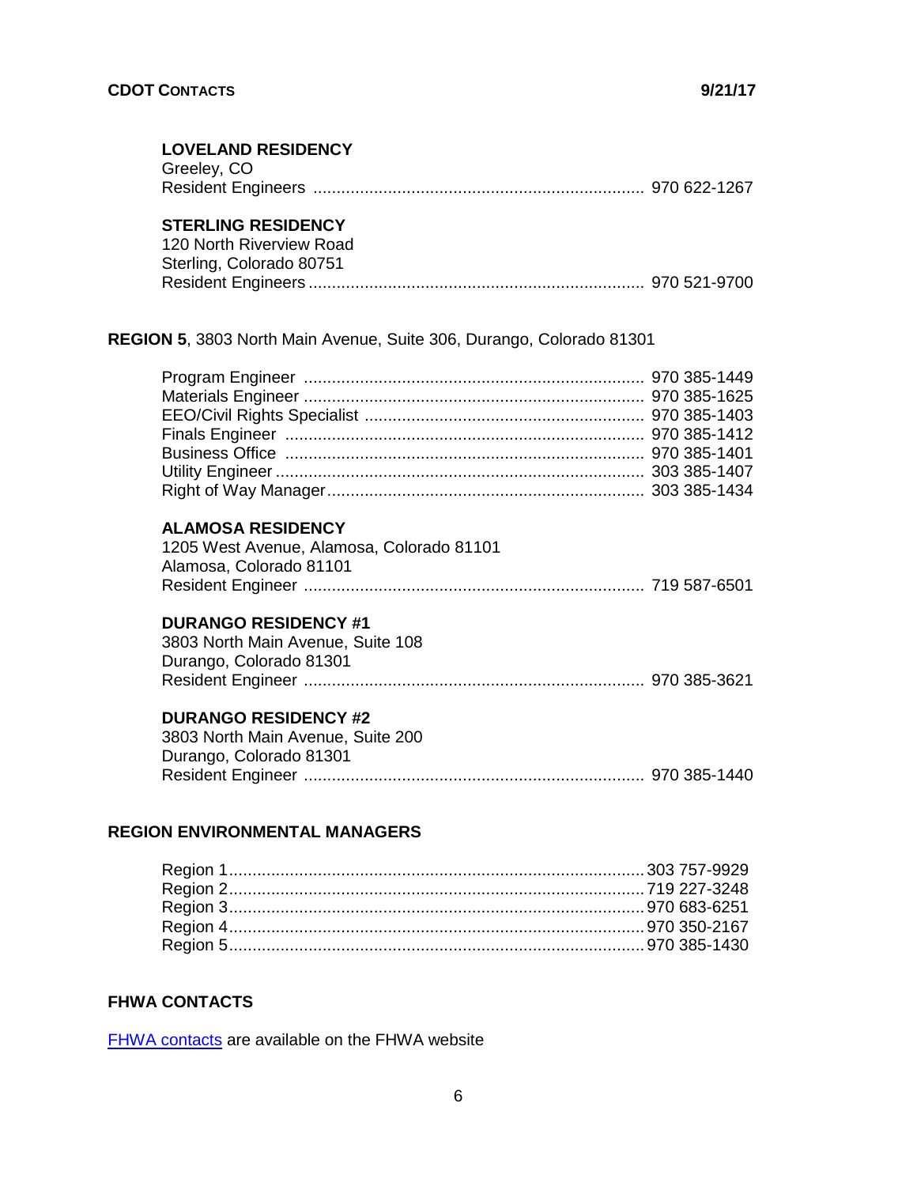### LOVELAND RESIDENCY

Greeley, CO
Resident Engineers ........................................................................ 970 622-1267

### STERLING RESIDENCY

120 North Riverview Road
Sterling, Colorado 80751
Resident Engineers ........................................................................ 970 521-9700

**REGION 5**, 3803 North Main Avenue, Suite 306, Durango, Colorado 81301

Program Engineer ........................................................................ 970 385-1449
Materials Engineer ........................................................................ 970 385-1625
EEO/Civil Rights Specialist ........................................................... 970 385-1403
Finals Engineer ............................................................................ 970 385-1412
Business Office ............................................................................ 970 385-1401
Utility Engineer .............................................................................. 303 385-1407
Right of Way Manager .................................................................. 303 385-1434

### ALAMOSA RESIDENCY

1205 West Avenue, Alamosa, Colorado 81101
Alamosa, Colorado 81101
Resident Engineer ........................................................................ 719 587-6501

### DURANGO RESIDENCY #1

3803 North Main Avenue, Suite 108
Durango, Colorado 81301
Resident Engineer ........................................................................ 970 385-3621

### DURANGO RESIDENCY #2

3803 North Main Avenue, Suite 200
Durango, Colorado 81301
Resident Engineer ........................................................................ 970 385-1440

## REGION ENVIRONMENTAL MANAGERS

Region 1 ........................................................................................ 303 757-9929
Region 2 ........................................................................................ 719 227-3248
Region 3 ........................................................................................ 970 683-6251
Region 4 ........................................................................................ 970 350-2167
Region 5 ........................................................................................ 970 385-1430

## FHWA CONTACTS

FHWA contacts are available on the FHWA website